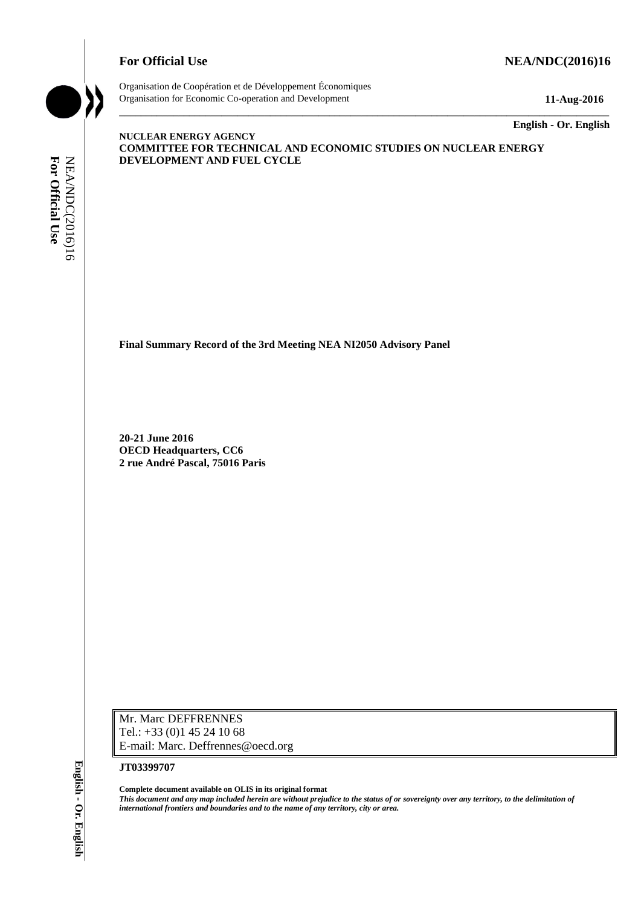**For Official Use** **NEA/NDC(2016)16**

Organisation de Coopération et de Développement Économiques
Organisation for Economic Co-operation and Development **11-Aug-2016**

**English - Or. English**

**NUCLEAR ENERGY AGENCY**
**COMMITTEE FOR TECHNICAL AND ECONOMIC STUDIES ON NUCLEAR ENERGY DEVELOPMENT AND FUEL CYCLE**

**Final Summary Record of the 3rd Meeting NEA NI2050 Advisory Panel**

**20-21 June 2016**
**OECD Headquarters, CC6**
**2 rue André Pascal, 75016 Paris**

Mr. Marc DEFFRENNES
Tel.: +33 (0)1 45 24 10 68
E-mail: Marc. Deffrennes@oecd.org

**JT03399707**

**Complete document available on OLIS in its original format**
***This document and any map included herein are without prejudice to the status of or sovereignty over any territory, to the delimitation of international frontiers and boundaries and to the name of any territory, city or area.***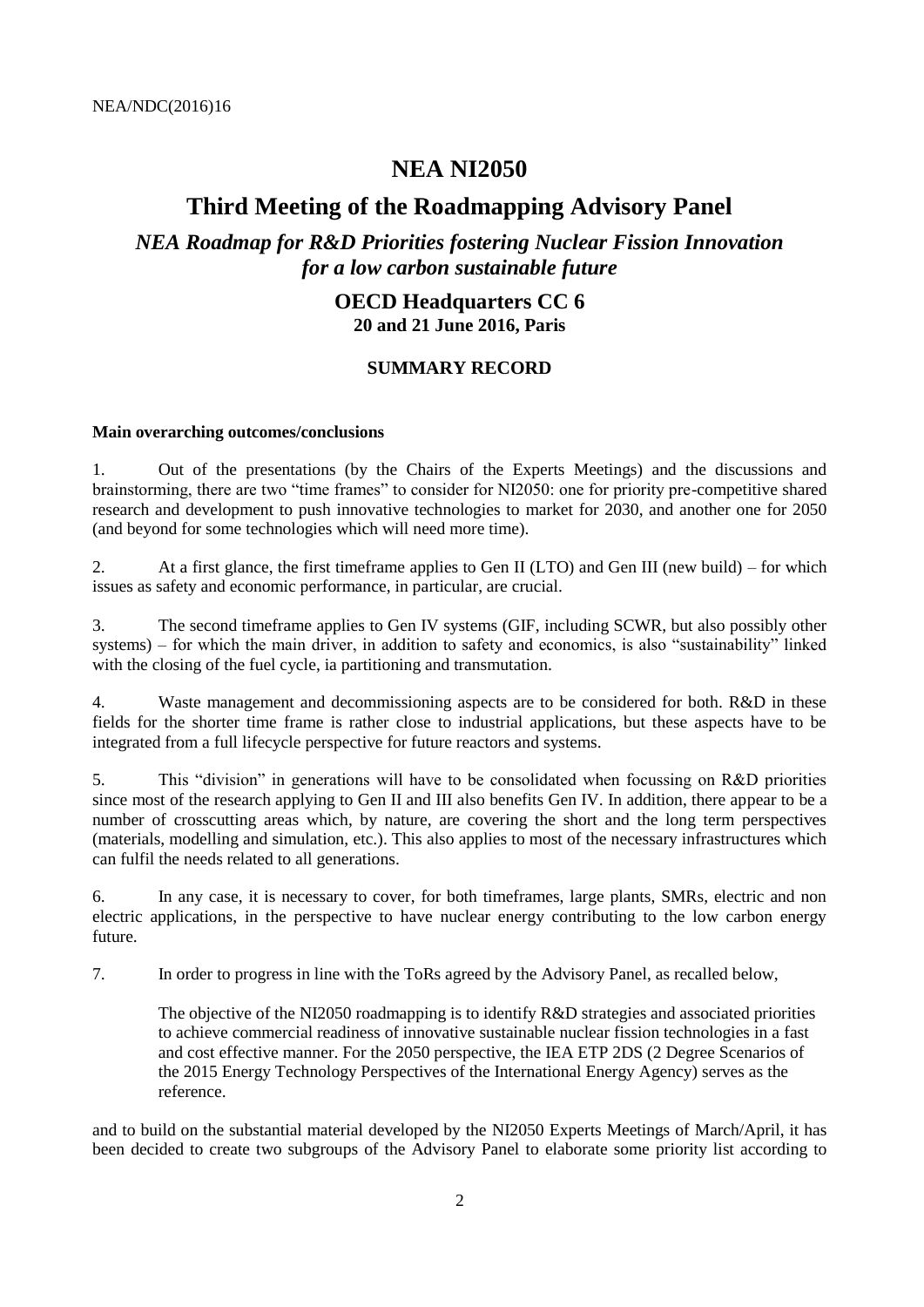# NEA NI2050

## Third Meeting of the Roadmapping Advisory Panel

### *NEA Roadmap for R&D Priorities fostering Nuclear Fission Innovation for a low carbon sustainable future*

### OECD Headquarters CC 6

**20 and 21 June 2016, Paris**

**SUMMARY RECORD**

**Main overarching outcomes/conclusions**

1. Out of the presentations (by the Chairs of the Experts Meetings) and the discussions and brainstorming, there are two "time frames" to consider for NI2050: one for priority pre-competitive shared research and development to push innovative technologies to market for 2030, and another one for 2050 (and beyond for some technologies which will need more time).

2. At a first glance, the first timeframe applies to Gen II (LTO) and Gen III (new build) – for which issues as safety and economic performance, in particular, are crucial.

3. The second timeframe applies to Gen IV systems (GIF, including SCWR, but also possibly other systems) – for which the main driver, in addition to safety and economics, is also "sustainability" linked with the closing of the fuel cycle, ia partitioning and transmutation.

4. Waste management and decommissioning aspects are to be considered for both. R&D in these fields for the shorter time frame is rather close to industrial applications, but these aspects have to be integrated from a full lifecycle perspective for future reactors and systems.

5. This "division" in generations will have to be consolidated when focussing on R&D priorities since most of the research applying to Gen II and III also benefits Gen IV. In addition, there appear to be a number of crosscutting areas which, by nature, are covering the short and the long term perspectives (materials, modelling and simulation, etc.). This also applies to most of the necessary infrastructures which can fulfil the needs related to all generations.

6. In any case, it is necessary to cover, for both timeframes, large plants, SMRs, electric and non electric applications, in the perspective to have nuclear energy contributing to the low carbon energy future.

7. In order to progress in line with the ToRs agreed by the Advisory Panel, as recalled below,

> The objective of the NI2050 roadmapping is to identify R&D strategies and associated priorities to achieve commercial readiness of innovative sustainable nuclear fission technologies in a fast and cost effective manner. For the 2050 perspective, the IEA ETP 2DS (2 Degree Scenarios of the 2015 Energy Technology Perspectives of the International Energy Agency) serves as the reference.

and to build on the substantial material developed by the NI2050 Experts Meetings of March/April, it has been decided to create two subgroups of the Advisory Panel to elaborate some priority list according to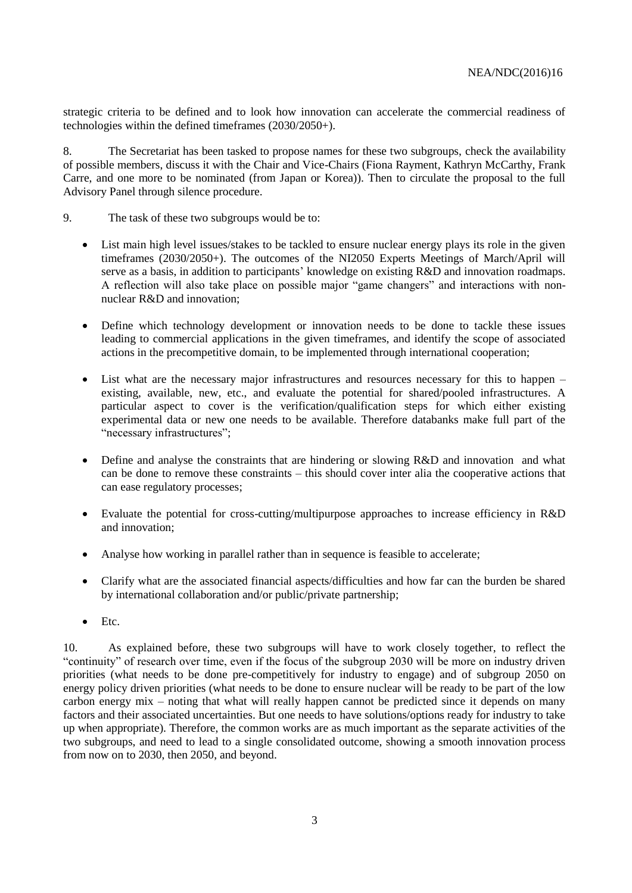strategic criteria to be defined and to look how innovation can accelerate the commercial readiness of technologies within the defined timeframes (2030/2050+).

8. The Secretariat has been tasked to propose names for these two subgroups, check the availability of possible members, discuss it with the Chair and Vice-Chairs (Fiona Rayment, Kathryn McCarthy, Frank Carre, and one more to be nominated (from Japan or Korea)). Then to circulate the proposal to the full Advisory Panel through silence procedure.

9. The task of these two subgroups would be to:

- List main high level issues/stakes to be tackled to ensure nuclear energy plays its role in the given timeframes (2030/2050+). The outcomes of the NI2050 Experts Meetings of March/April will serve as a basis, in addition to participants' knowledge on existing R&D and innovation roadmaps. A reflection will also take place on possible major "game changers" and interactions with non-nuclear R&D and innovation;
- Define which technology development or innovation needs to be done to tackle these issues leading to commercial applications in the given timeframes, and identify the scope of associated actions in the precompetitive domain, to be implemented through international cooperation;
- List what are the necessary major infrastructures and resources necessary for this to happen – existing, available, new, etc., and evaluate the potential for shared/pooled infrastructures. A particular aspect to cover is the verification/qualification steps for which either existing experimental data or new one needs to be available. Therefore databanks make full part of the "necessary infrastructures";
- Define and analyse the constraints that are hindering or slowing R&D and innovation and what can be done to remove these constraints – this should cover inter alia the cooperative actions that can ease regulatory processes;
- Evaluate the potential for cross-cutting/multipurpose approaches to increase efficiency in R&D and innovation;
- Analyse how working in parallel rather than in sequence is feasible to accelerate;
- Clarify what are the associated financial aspects/difficulties and how far can the burden be shared by international collaboration and/or public/private partnership;
- Etc.

10. As explained before, these two subgroups will have to work closely together, to reflect the "continuity" of research over time, even if the focus of the subgroup 2030 will be more on industry driven priorities (what needs to be done pre-competitively for industry to engage) and of subgroup 2050 on energy policy driven priorities (what needs to be done to ensure nuclear will be ready to be part of the low carbon energy mix – noting that what will really happen cannot be predicted since it depends on many factors and their associated uncertainties. But one needs to have solutions/options ready for industry to take up when appropriate). Therefore, the common works are as much important as the separate activities of the two subgroups, and need to lead to a single consolidated outcome, showing a smooth innovation process from now on to 2030, then 2050, and beyond.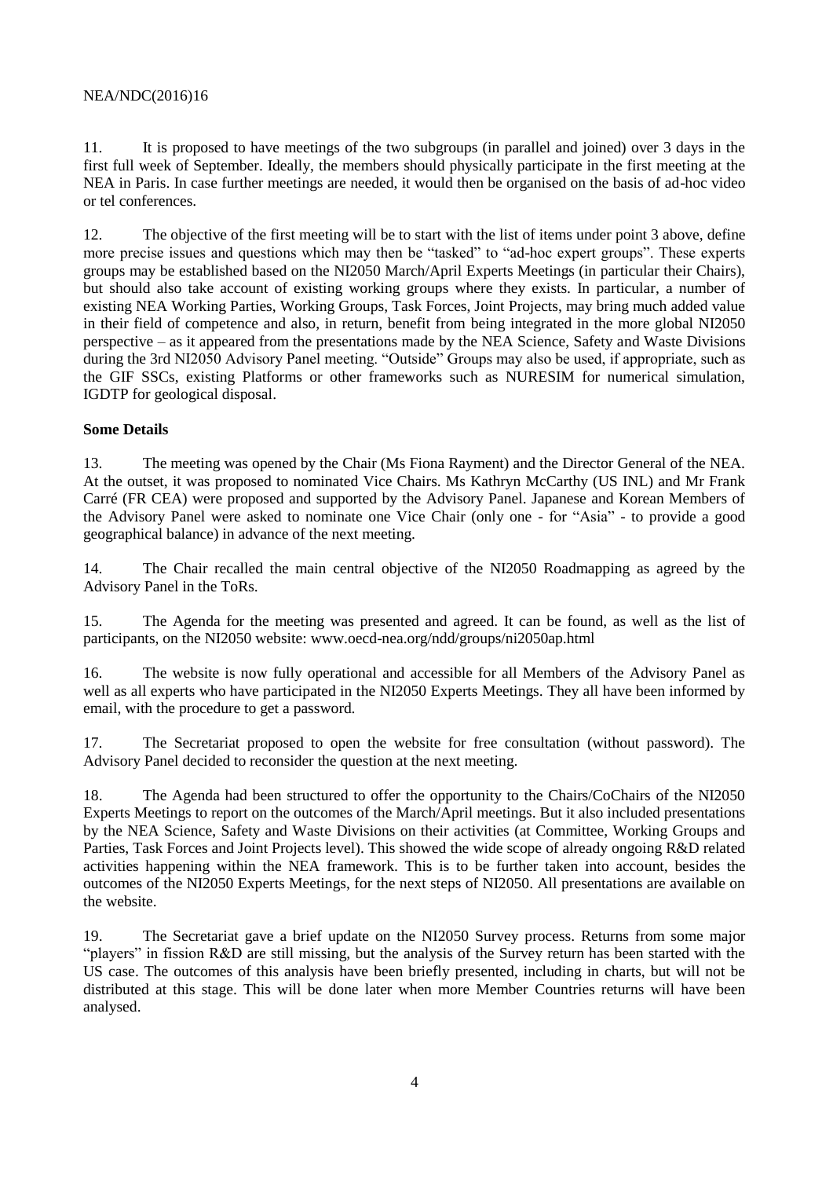11. It is proposed to have meetings of the two subgroups (in parallel and joined) over 3 days in the first full week of September. Ideally, the members should physically participate in the first meeting at the NEA in Paris. In case further meetings are needed, it would then be organised on the basis of ad-hoc video or tel conferences.

12. The objective of the first meeting will be to start with the list of items under point 3 above, define more precise issues and questions which may then be "tasked" to "ad-hoc expert groups". These experts groups may be established based on the NI2050 March/April Experts Meetings (in particular their Chairs), but should also take account of existing working groups where they exists. In particular, a number of existing NEA Working Parties, Working Groups, Task Forces, Joint Projects, may bring much added value in their field of competence and also, in return, benefit from being integrated in the more global NI2050 perspective – as it appeared from the presentations made by the NEA Science, Safety and Waste Divisions during the 3rd NI2050 Advisory Panel meeting. "Outside" Groups may also be used, if appropriate, such as the GIF SSCs, existing Platforms or other frameworks such as NURESIM for numerical simulation, IGDTP for geological disposal.

**Some Details**

13. The meeting was opened by the Chair (Ms Fiona Rayment) and the Director General of the NEA. At the outset, it was proposed to nominated Vice Chairs. Ms Kathryn McCarthy (US INL) and Mr Frank Carré (FR CEA) were proposed and supported by the Advisory Panel. Japanese and Korean Members of the Advisory Panel were asked to nominate one Vice Chair (only one - for "Asia" - to provide a good geographical balance) in advance of the next meeting.

14. The Chair recalled the main central objective of the NI2050 Roadmapping as agreed by the Advisory Panel in the ToRs.

15. The Agenda for the meeting was presented and agreed. It can be found, as well as the list of participants, on the NI2050 website: www.oecd-nea.org/ndd/groups/ni2050ap.html

16. The website is now fully operational and accessible for all Members of the Advisory Panel as well as all experts who have participated in the NI2050 Experts Meetings. They all have been informed by email, with the procedure to get a password.

17. The Secretariat proposed to open the website for free consultation (without password). The Advisory Panel decided to reconsider the question at the next meeting.

18. The Agenda had been structured to offer the opportunity to the Chairs/CoChairs of the NI2050 Experts Meetings to report on the outcomes of the March/April meetings. But it also included presentations by the NEA Science, Safety and Waste Divisions on their activities (at Committee, Working Groups and Parties, Task Forces and Joint Projects level). This showed the wide scope of already ongoing R&D related activities happening within the NEA framework. This is to be further taken into account, besides the outcomes of the NI2050 Experts Meetings, for the next steps of NI2050. All presentations are available on the website.

19. The Secretariat gave a brief update on the NI2050 Survey process. Returns from some major "players" in fission R&D are still missing, but the analysis of the Survey return has been started with the US case. The outcomes of this analysis have been briefly presented, including in charts, but will not be distributed at this stage. This will be done later when more Member Countries returns will have been analysed.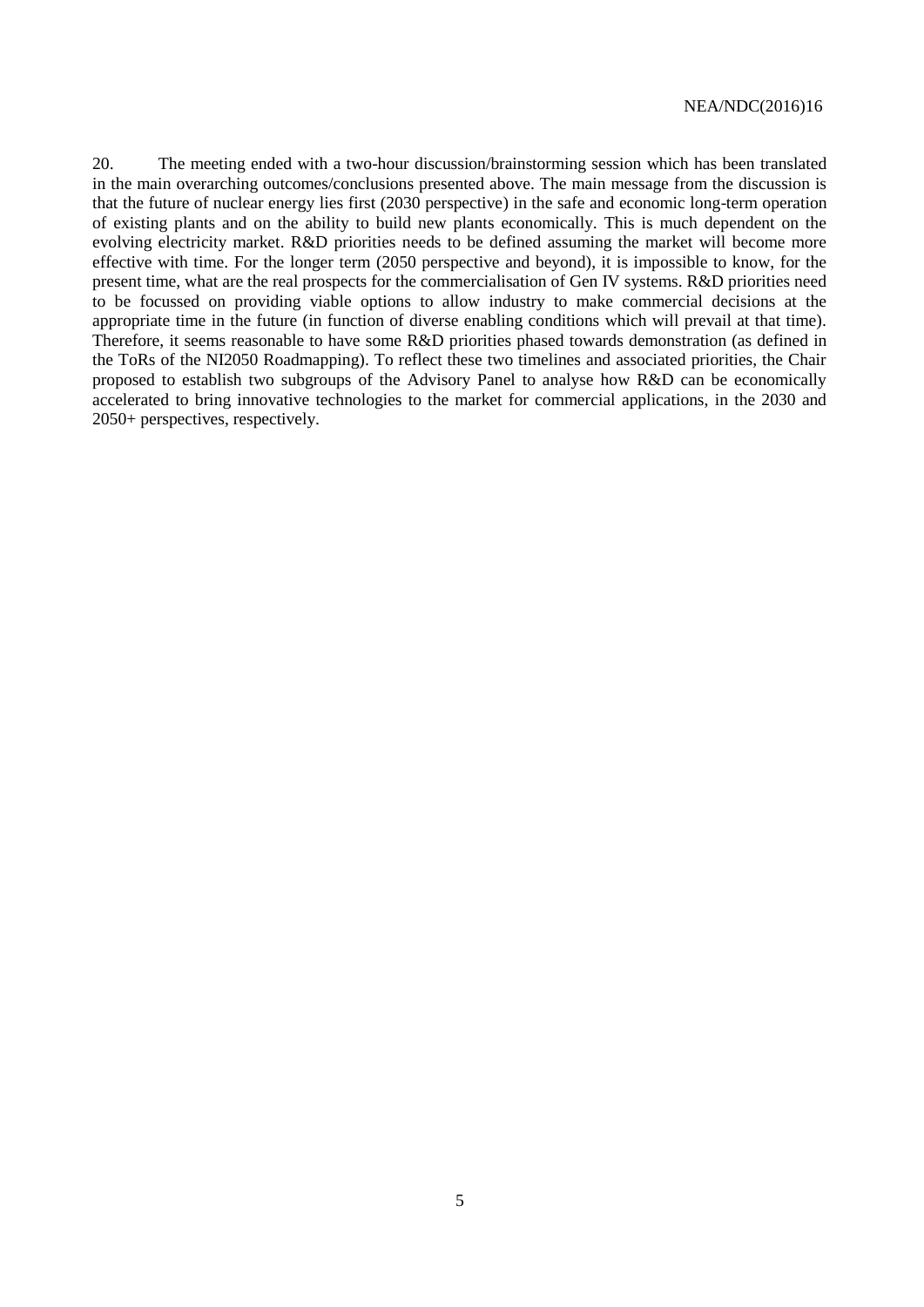20. The meeting ended with a two-hour discussion/brainstorming session which has been translated in the main overarching outcomes/conclusions presented above. The main message from the discussion is that the future of nuclear energy lies first (2030 perspective) in the safe and economic long-term operation of existing plants and on the ability to build new plants economically. This is much dependent on the evolving electricity market. R&D priorities needs to be defined assuming the market will become more effective with time. For the longer term (2050 perspective and beyond), it is impossible to know, for the present time, what are the real prospects for the commercialisation of Gen IV systems. R&D priorities need to be focussed on providing viable options to allow industry to make commercial decisions at the appropriate time in the future (in function of diverse enabling conditions which will prevail at that time). Therefore, it seems reasonable to have some R&D priorities phased towards demonstration (as defined in the ToRs of the NI2050 Roadmapping). To reflect these two timelines and associated priorities, the Chair proposed to establish two subgroups of the Advisory Panel to analyse how R&D can be economically accelerated to bring innovative technologies to the market for commercial applications, in the 2030 and 2050+ perspectives, respectively.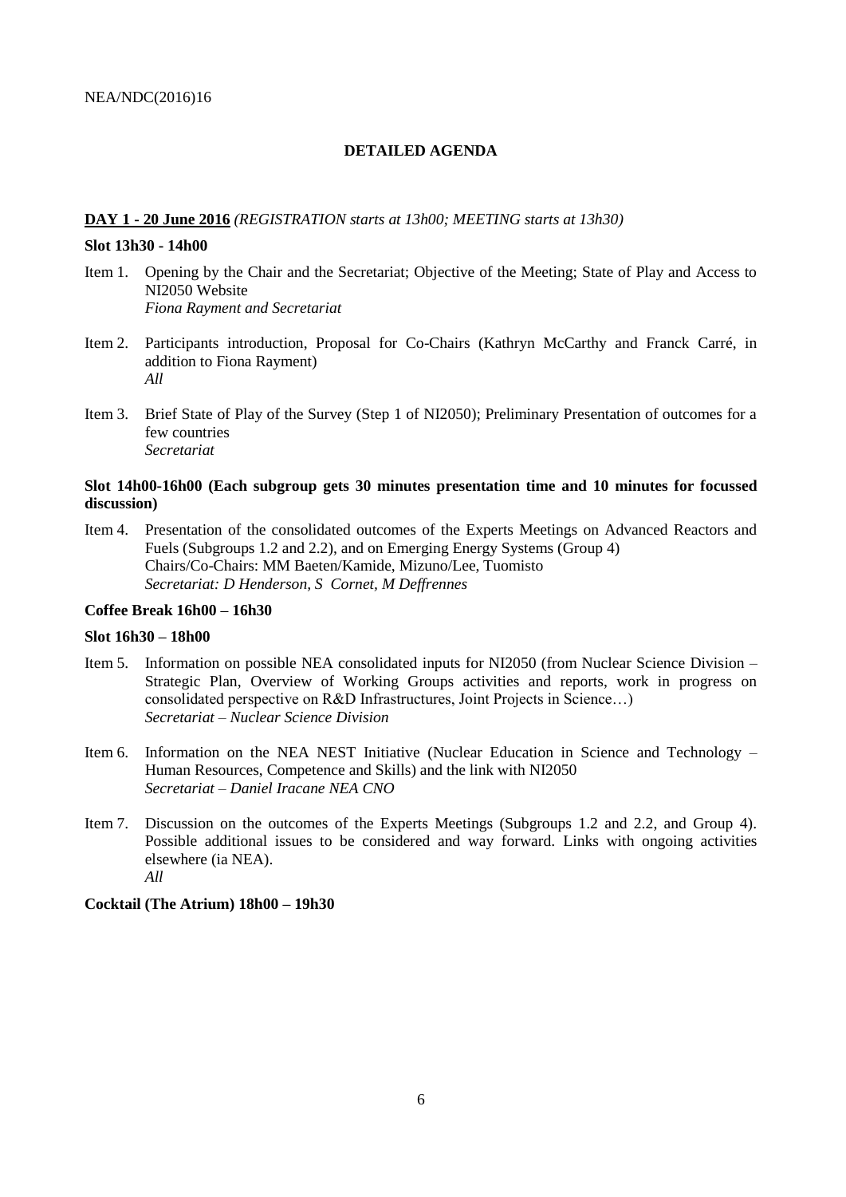## DETAILED AGENDA

**DAY 1 - 20 June 2016** *(REGISTRATION starts at 13h00; MEETING starts at 13h30)*

**Slot 13h30 - 14h00**

Item 1. Opening by the Chair and the Secretariat; Objective of the Meeting; State of Play and Access to NI2050 Website
*Fiona Rayment and Secretariat*

Item 2. Participants introduction, Proposal for Co-Chairs (Kathryn McCarthy and Franck Carré, in addition to Fiona Rayment)
*All*

Item 3. Brief State of Play of the Survey (Step 1 of NI2050); Preliminary Presentation of outcomes for a few countries
*Secretariat*

**Slot 14h00-16h00 (Each subgroup gets 30 minutes presentation time and 10 minutes for focussed discussion)**

Item 4. Presentation of the consolidated outcomes of the Experts Meetings on Advanced Reactors and Fuels (Subgroups 1.2 and 2.2), and on Emerging Energy Systems (Group 4)
Chairs/Co-Chairs: MM Baeten/Kamide, Mizuno/Lee, Tuomisto
*Secretariat: D Henderson, S Cornet, M Deffrennes*

**Coffee Break 16h00 – 16h30**

**Slot 16h30 – 18h00**

Item 5. Information on possible NEA consolidated inputs for NI2050 (from Nuclear Science Division – Strategic Plan, Overview of Working Groups activities and reports, work in progress on consolidated perspective on R&D Infrastructures, Joint Projects in Science…)
*Secretariat – Nuclear Science Division*

Item 6. Information on the NEA NEST Initiative (Nuclear Education in Science and Technology – Human Resources, Competence and Skills) and the link with NI2050
*Secretariat – Daniel Iracane NEA CNO*

Item 7. Discussion on the outcomes of the Experts Meetings (Subgroups 1.2 and 2.2, and Group 4). Possible additional issues to be considered and way forward. Links with ongoing activities elsewhere (ia NEA).
*All*

**Cocktail (The Atrium) 18h00 – 19h30**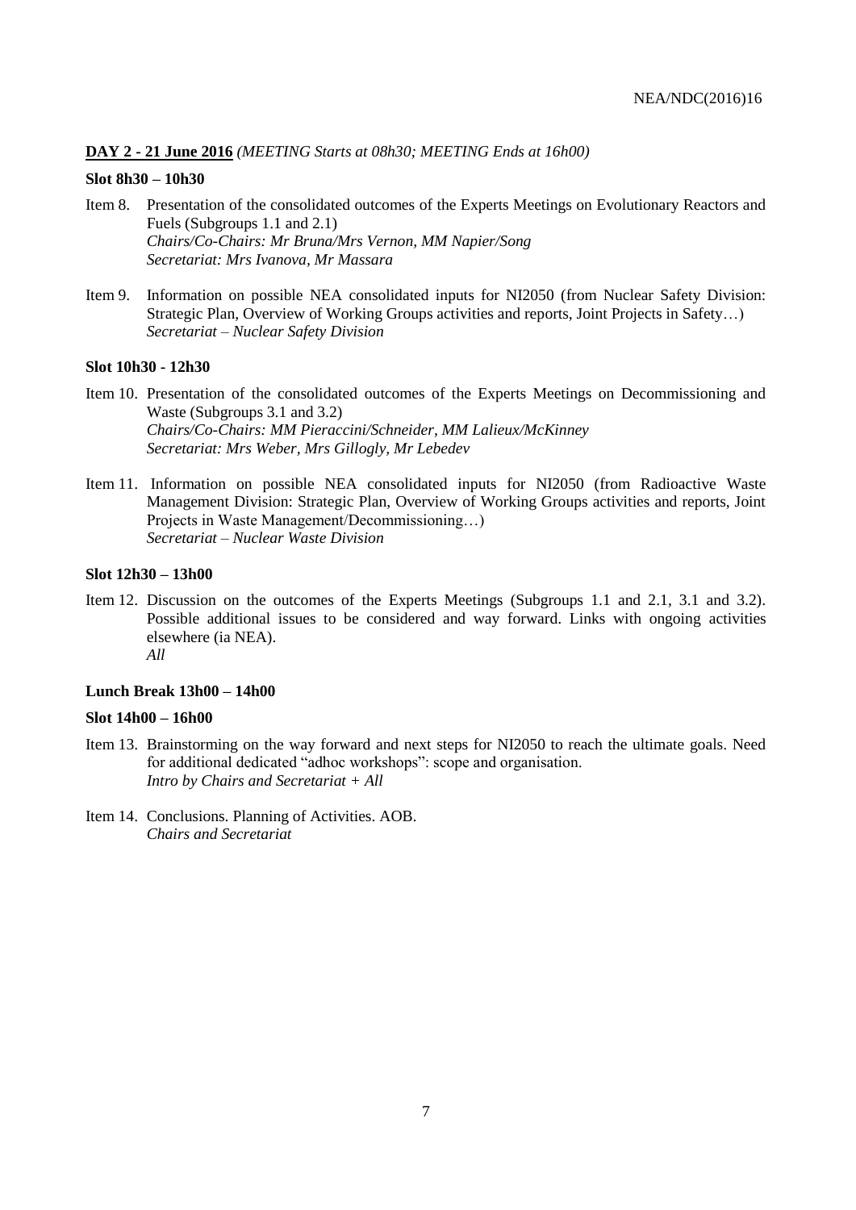**DAY 2 - 21 June 2016** *(MEETING Starts at 08h30; MEETING Ends at 16h00)*

**Slot 8h30 – 10h30**

Item 8. Presentation of the consolidated outcomes of the Experts Meetings on Evolutionary Reactors and Fuels (Subgroups 1.1 and 2.1)
*Chairs/Co-Chairs: Mr Bruna/Mrs Vernon, MM Napier/Song*
*Secretariat: Mrs Ivanova, Mr Massara*

Item 9. Information on possible NEA consolidated inputs for NI2050 (from Nuclear Safety Division: Strategic Plan, Overview of Working Groups activities and reports, Joint Projects in Safety…)
*Secretariat – Nuclear Safety Division*

**Slot 10h30 - 12h30**

Item 10. Presentation of the consolidated outcomes of the Experts Meetings on Decommissioning and Waste (Subgroups 3.1 and 3.2)
*Chairs/Co-Chairs: MM Pieraccini/Schneider, MM Lalieux/McKinney*
*Secretariat: Mrs Weber, Mrs Gillogly, Mr Lebedev*

Item 11. Information on possible NEA consolidated inputs for NI2050 (from Radioactive Waste Management Division: Strategic Plan, Overview of Working Groups activities and reports, Joint Projects in Waste Management/Decommissioning…)
*Secretariat – Nuclear Waste Division*

**Slot 12h30 – 13h00**

Item 12. Discussion on the outcomes of the Experts Meetings (Subgroups 1.1 and 2.1, 3.1 and 3.2). Possible additional issues to be considered and way forward. Links with ongoing activities elsewhere (ia NEA).
*All*

**Lunch Break 13h00 – 14h00**

**Slot 14h00 – 16h00**

Item 13. Brainstorming on the way forward and next steps for NI2050 to reach the ultimate goals. Need for additional dedicated "adhoc workshops": scope and organisation.
*Intro by Chairs and Secretariat + All*

Item 14. Conclusions. Planning of Activities. AOB.
*Chairs and Secretariat*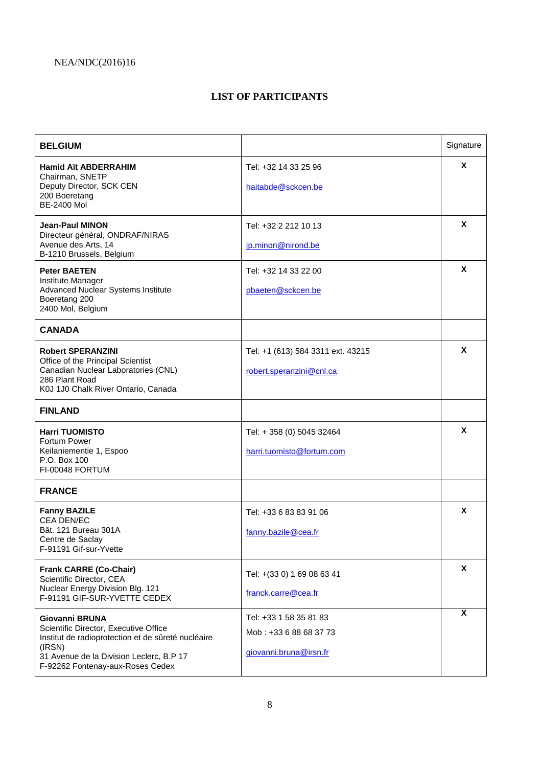NEA/NDC(2016)16

## LIST OF PARTICIPANTS

| **BELGIUM** | | Signature |
|---|---|---|
| **Hamid Aït ABDERRAHIM**<br>Chairman, SNETP<br>Deputy Director, SCK CEN<br>200 Boeretang<br>BE-2400 Mol | Tel: +32 14 33 25 96<br><br>haitabde@sckcen.be | X |
| **Jean-Paul MINON**<br>Directeur général, ONDRAF/NIRAS<br>Avenue des Arts, 14<br>B-1210 Brussels, Belgium | Tel: +32 2 212 10 13<br><br>jp.minon@nirond.be | X |
| **Peter BAETEN**<br>Institute Manager<br>Advanced Nuclear Systems Institute<br>Boeretang 200<br>2400 Mol, Belgium | Tel: +32 14 33 22 00<br><br>pbaeten@sckcen.be | X |
| **CANADA** | | |
| **Robert SPERANZINI**<br>Office of the Principal Scientist<br>Canadian Nuclear Laboratories (CNL)<br>286 Plant Road<br>K0J 1J0 Chalk River Ontario, Canada | Tel: +1 (613) 584 3311 ext. 43215<br><br>robert.speranzini@cnl.ca | X |
| **FINLAND** | | |
| **Harri TUOMISTO**<br>Fortum Power<br>Keilaniementie 1, Espoo<br>P.O. Box 100<br>FI-00048 FORTUM | Tel: + 358 (0) 5045 32464<br><br>harri.tuomisto@fortum.com | X |
| **FRANCE** | | |
| **Fanny BAZILE**<br>CEA DEN/EC<br>Bât. 121 Bureau 301A<br>Centre de Saclay<br>F-91191 Gif-sur-Yvette | Tel: +33 6 83 83 91 06<br><br>fanny.bazile@cea.fr | X |
| **Frank CARRE (Co-Chair)**<br>Scientific Director, CEA<br>Nuclear Energy Division Blg. 121<br>F-91191 GIF-SUR-YVETTE CEDEX | Tel: +(33 0) 1 69 08 63 41<br><br>franck.carre@cea.fr | X |
| **Giovanni BRUNA**<br>Scientific Director, Executive Office<br>Institut de radioprotection et de sûreté nucléaire (IRSN)<br>31 Avenue de la Division Leclerc, B.P 17<br>F-92262 Fontenay-aux-Roses Cedex | Tel: +33 1 58 35 81 83<br>Mob : +33 6 88 68 37 73<br><br>giovanni.bruna@irsn.fr | X |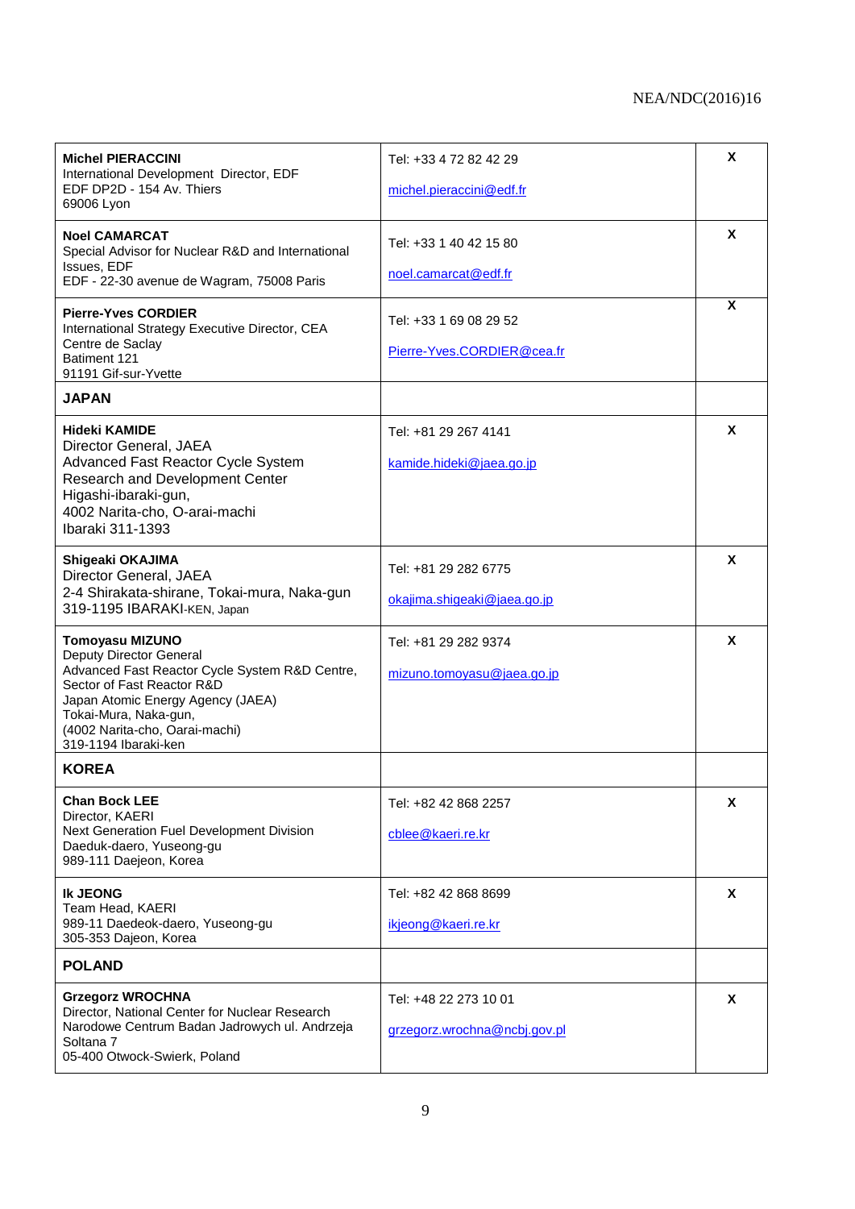| | | |
|---|---|---|
| **Michel PIERACCINI**<br>International Development Director, EDF<br>EDF DP2D - 154 Av. Thiers<br>69006 Lyon | Tel: +33 4 72 82 42 29<br><br>michel.pieraccini@edf.fr | **X** |
| **Noel CAMARCAT**<br>Special Advisor for Nuclear R&D and International Issues, EDF<br>EDF - 22-30 avenue de Wagram, 75008 Paris | Tel: +33 1 40 42 15 80<br><br>noel.camarcat@edf.fr | **X** |
| **Pierre-Yves CORDIER**<br>International Strategy Executive Director, CEA<br>Centre de Saclay<br>Batiment 121<br>91191 Gif-sur-Yvette | Tel: +33 1 69 08 29 52<br><br>Pierre-Yves.CORDIER@cea.fr | **X** |
| **JAPAN** | | |
| **Hideki KAMIDE**<br>Director General, JAEA<br>Advanced Fast Reactor Cycle System Research and Development Center<br>Higashi-ibaraki-gun,<br>4002 Narita-cho, O-arai-machi<br>Ibaraki 311-1393 | Tel: +81 29 267 4141<br><br>kamide.hideki@jaea.go.jp | **X** |
| **Shigeaki OKAJIMA**<br>Director General, JAEA<br>2-4 Shirakata-shirane, Tokai-mura, Naka-gun<br>319-1195 IBARAKI-KEN, Japan | Tel: +81 29 282 6775<br><br>okajima.shigeaki@jaea.go.jp | **X** |
| **Tomoyasu MIZUNO**<br>Deputy Director General<br>Advanced Fast Reactor Cycle System R&D Centre, Sector of Fast Reactor R&D<br>Japan Atomic Energy Agency (JAEA)<br>Tokai-Mura, Naka-gun,<br>(4002 Narita-cho, Oarai-machi)<br>319-1194 Ibaraki-ken | Tel: +81 29 282 9374<br><br>mizuno.tomoyasu@jaea.go.jp | **X** |
| **KOREA** | | |
| **Chan Bock LEE**<br>Director, KAERI<br>Next Generation Fuel Development Division<br>Daeduk-daero, Yuseong-gu<br>989-111 Daejeon, Korea | Tel: +82 42 868 2257<br><br>cblee@kaeri.re.kr | **X** |
| **Ik JEONG**<br>Team Head, KAERI<br>989-11 Daedeok-daero, Yuseong-gu<br>305-353 Dajeon, Korea | Tel: +82 42 868 8699<br><br>ikjeong@kaeri.re.kr | **X** |
| **POLAND** | | |
| **Grzegorz WROCHNA**<br>Director, National Center for Nuclear Research<br>Narodowe Centrum Badan Jadrowych ul. Andrzeja Soltana 7<br>05-400 Otwock-Swierk, Poland | Tel: +48 22 273 10 01<br><br>grzegorz.wrochna@ncbj.gov.pl | **X** |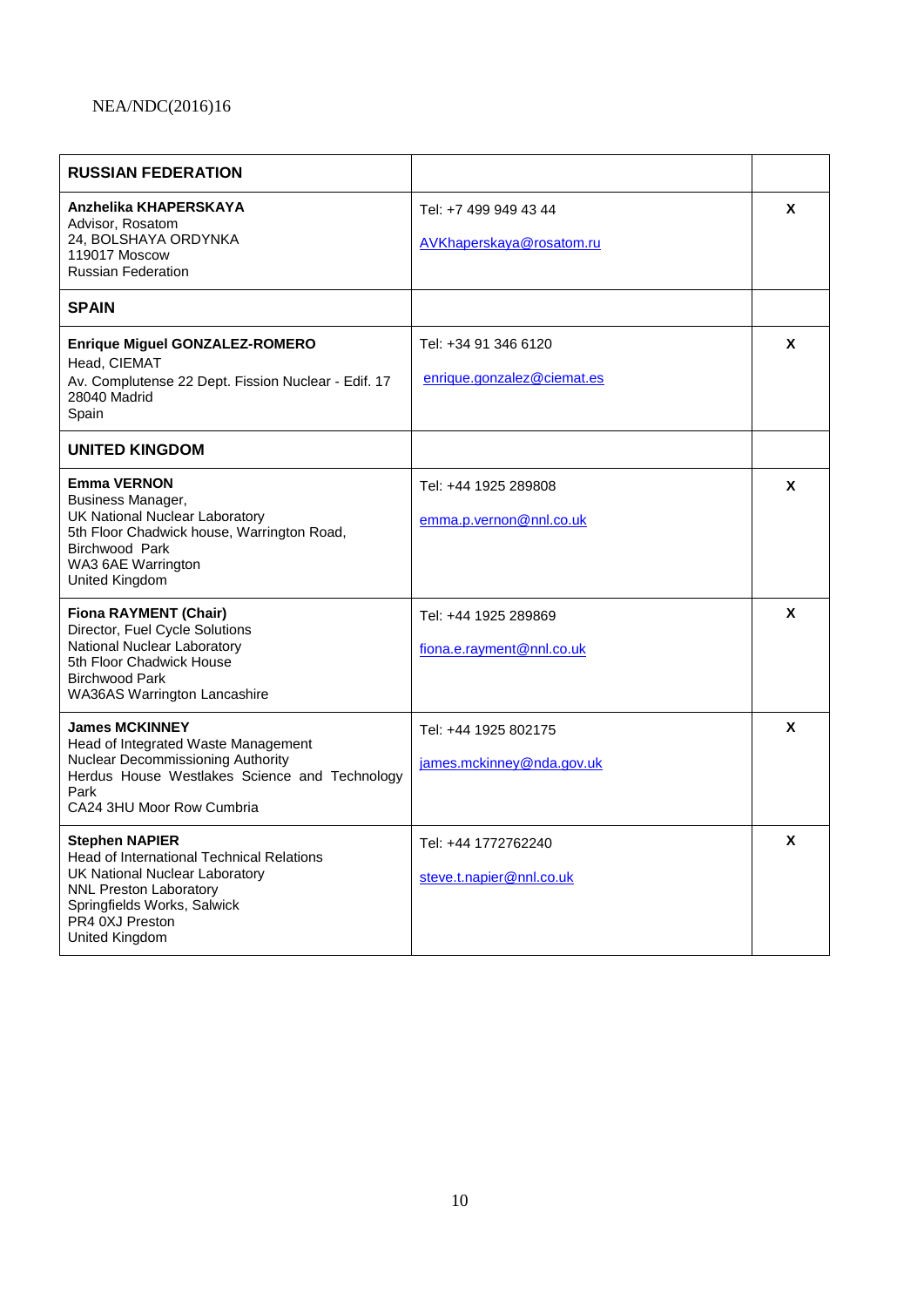| **RUSSIAN FEDERATION** | | |
|---|---|---|
| **Anzhelika KHAPERSKAYA**<br>Advisor, Rosatom<br>24, BOLSHAYA ORDYNKA<br>119017 Moscow<br>Russian Federation | Tel: +7 499 949 43 44<br><br>AVKhaperskaya@rosatom.ru | X |
| **SPAIN** | | |
| **Enrique Miguel GONZALEZ-ROMERO**<br>Head, CIEMAT<br>Av. Complutense 22 Dept. Fission Nuclear - Edif. 17<br>28040 Madrid<br>Spain | Tel: +34 91 346 6120<br><br>enrique.gonzalez@ciemat.es | X |
| **UNITED KINGDOM** | | |
| **Emma VERNON**<br>Business Manager,<br>UK National Nuclear Laboratory<br>5th Floor Chadwick house, Warrington Road,<br>Birchwood Park<br>WA3 6AE Warrington<br>United Kingdom | Tel: +44 1925 289808<br><br>emma.p.vernon@nnl.co.uk | X |
| **Fiona RAYMENT (Chair)**<br>Director, Fuel Cycle Solutions<br>National Nuclear Laboratory<br>5th Floor Chadwick House<br>Birchwood Park<br>WA36AS Warrington Lancashire | Tel: +44 1925 289869<br><br>fiona.e.rayment@nnl.co.uk | X |
| **James MCKINNEY**<br>Head of Integrated Waste Management<br>Nuclear Decommissioning Authority<br>Herdus House Westlakes Science and Technology Park<br>CA24 3HU Moor Row Cumbria | Tel: +44 1925 802175<br><br>james.mckinney@nda.gov.uk | X |
| **Stephen NAPIER**<br>Head of International Technical Relations<br>UK National Nuclear Laboratory<br>NNL Preston Laboratory<br>Springfields Works, Salwick<br>PR4 0XJ Preston<br>United Kingdom | Tel: +44 1772762240<br><br>steve.t.napier@nnl.co.uk | X |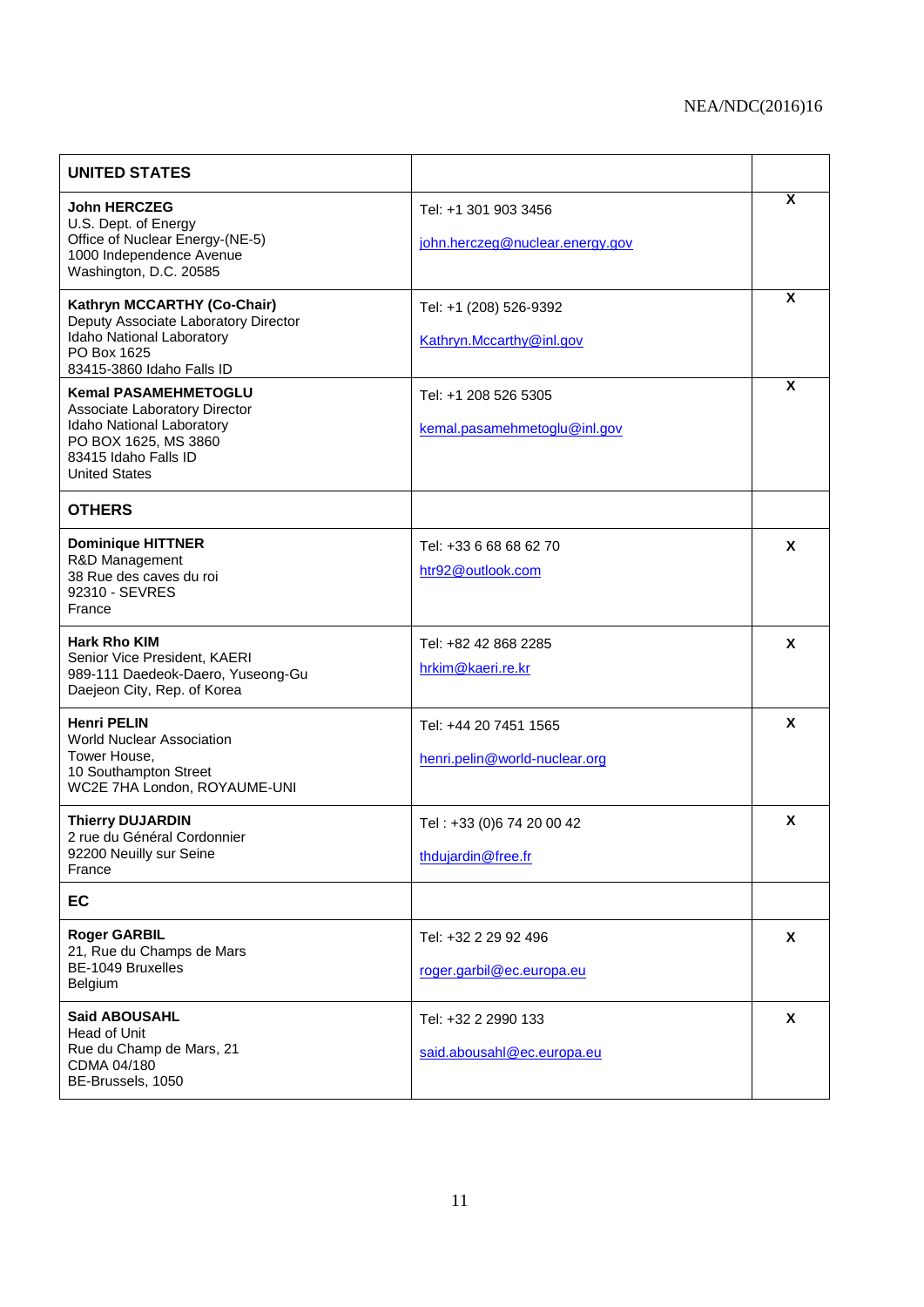| UNITED STATES | | |
|---|---|---|
| **John HERCZEG**<br>U.S. Dept. of Energy<br>Office of Nuclear Energy-(NE-5)<br>1000 Independence Avenue<br>Washington, D.C. 20585 | Tel: +1 301 903 3456<br><br>john.herczeg@nuclear.energy.gov | X |
| **Kathryn MCCARTHY (Co-Chair)**<br>Deputy Associate Laboratory Director<br>Idaho National Laboratory<br>PO Box 1625<br>83415-3860 Idaho Falls ID | Tel: +1 (208) 526-9392<br><br>Kathryn.Mccarthy@inl.gov | X |
| **Kemal PASAMEHMETOGLU**<br>Associate Laboratory Director<br>Idaho National Laboratory<br>PO BOX 1625, MS 3860<br>83415 Idaho Falls ID<br>United States | Tel: +1 208 526 5305<br><br>kemal.pasamehmetoglu@inl.gov | X |
| **OTHERS** | | |
| **Dominique HITTNER**<br>R&D Management<br>38 Rue des caves du roi<br>92310 - SEVRES<br>France | Tel: +33 6 68 68 62 70<br>htr92@outlook.com | X |
| **Hark Rho KIM**<br>Senior Vice President, KAERI<br>989-111 Daedeok-Daero, Yuseong-Gu<br>Daejeon City, Rep. of Korea | Tel: +82 42 868 2285<br>hrkim@kaeri.re.kr | X |
| **Henri PELIN**<br>World Nuclear Association<br>Tower House,<br>10 Southampton Street<br>WC2E 7HA London, ROYAUME-UNI | Tel: +44 20 7451 1565<br><br>henri.pelin@world-nuclear.org | X |
| **Thierry DUJARDIN**<br>2 rue du Général Cordonnier<br>92200 Neuilly sur Seine<br>France | Tel : +33 (0)6 74 20 00 42<br><br>thdujardin@free.fr | X |
| **EC** | | |
| **Roger GARBIL**<br>21, Rue du Champs de Mars<br>BE-1049 Bruxelles<br>Belgium | Tel: +32 2 29 92 496<br><br>roger.garbil@ec.europa.eu | X |
| **Said ABOUSAHL**<br>Head of Unit<br>Rue du Champ de Mars, 21<br>CDMA 04/180<br>BE-Brussels, 1050 | Tel: +32 2 2990 133<br><br>said.abousahl@ec.europa.eu | X |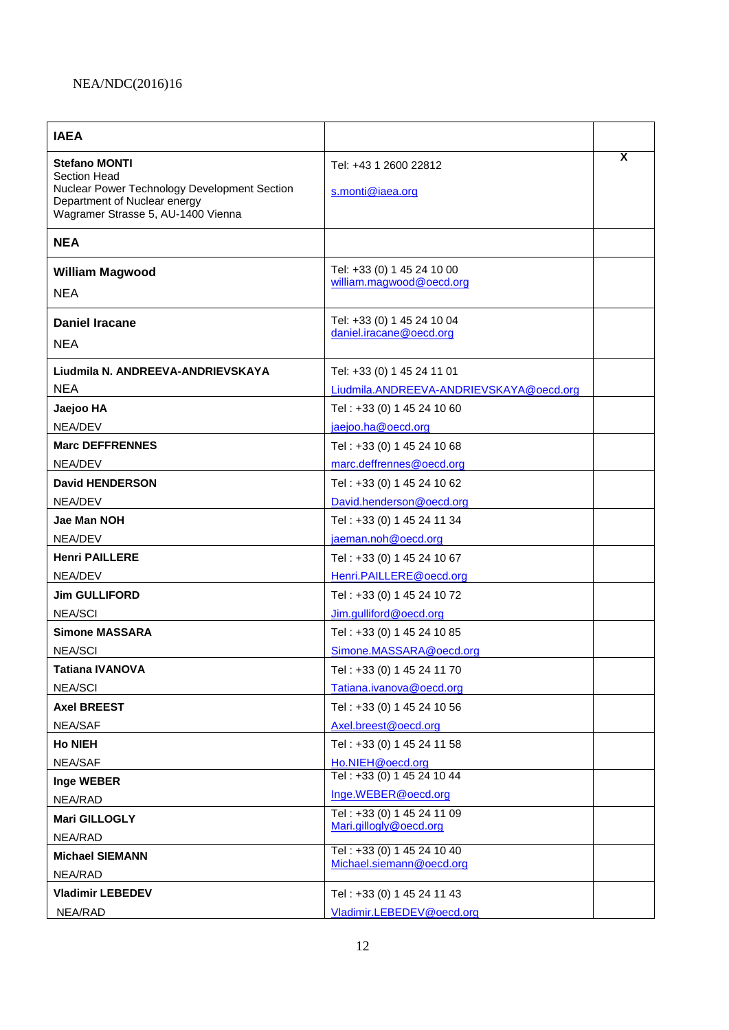| **IAEA** | | |
|---|---|---|
| **Stefano MONTI**<br>Section Head<br>Nuclear Power Technology Development Section<br>Department of Nuclear energy<br>Wagramer Strasse 5, AU-1400 Vienna | Tel: +43 1 2600 22812<br><br>s.monti@iaea.org | X |
| **NEA** | | |
| **William Magwood**<br><br>NEA | Tel: +33 (0) 1 45 24 10 00<br>william.magwood@oecd.org | |
| **Daniel Iracane**<br><br>NEA | Tel: +33 (0) 1 45 24 10 04<br>daniel.iracane@oecd.org | |
| **Liudmila N. ANDREEVA-ANDRIEVSKAYA**<br>NEA | Tel: +33 (0) 1 45 24 11 01<br>Liudmila.ANDREEVA-ANDRIEVSKAYA@oecd.org | |
| **Jaejoo HA**<br>NEA/DEV | Tel : +33 (0) 1 45 24 10 60<br>jaejoo.ha@oecd.org | |
| **Marc DEFFRENNES**<br>NEA/DEV | Tel : +33 (0) 1 45 24 10 68<br>marc.deffrennes@oecd.org | |
| **David HENDERSON**<br>NEA/DEV | Tel : +33 (0) 1 45 24 10 62<br>David.henderson@oecd.org | |
| **Jae Man NOH**<br>NEA/DEV | Tel : +33 (0) 1 45 24 11 34<br>jaeman.noh@oecd.org | |
| **Henri PAILLERE**<br>NEA/DEV | Tel : +33 (0) 1 45 24 10 67<br>Henri.PAILLERE@oecd.org | |
| **Jim GULLIFORD**<br>NEA/SCI | Tel : +33 (0) 1 45 24 10 72<br>Jim.gulliford@oecd.org | |
| **Simone MASSARA**<br>NEA/SCI | Tel : +33 (0) 1 45 24 10 85<br>Simone.MASSARA@oecd.org | |
| **Tatiana IVANOVA**<br>NEA/SCI | Tel : +33 (0) 1 45 24 11 70<br>Tatiana.ivanova@oecd.org | |
| **Axel BREEST**<br>NEA/SAF | Tel : +33 (0) 1 45 24 10 56<br>Axel.breest@oecd.org | |
| **Ho NIEH**<br>NEA/SAF | Tel : +33 (0) 1 45 24 11 58<br>Ho.NIEH@oecd.org | |
| **Inge WEBER**<br>NEA/RAD | Tel : +33 (0) 1 45 24 10 44<br>Inge.WEBER@oecd.org | |
| **Mari GILLOGLY**<br>NEA/RAD | Tel : +33 (0) 1 45 24 11 09<br>Mari.gillogly@oecd.org | |
| **Michael SIEMANN**<br>NEA/RAD | Tel : +33 (0) 1 45 24 10 40<br>Michael.siemann@oecd.org | |
| **Vladimir LEBEDEV**<br>NEA/RAD | Tel : +33 (0) 1 45 24 11 43<br>Vladimir.LEBEDEV@oecd.org | |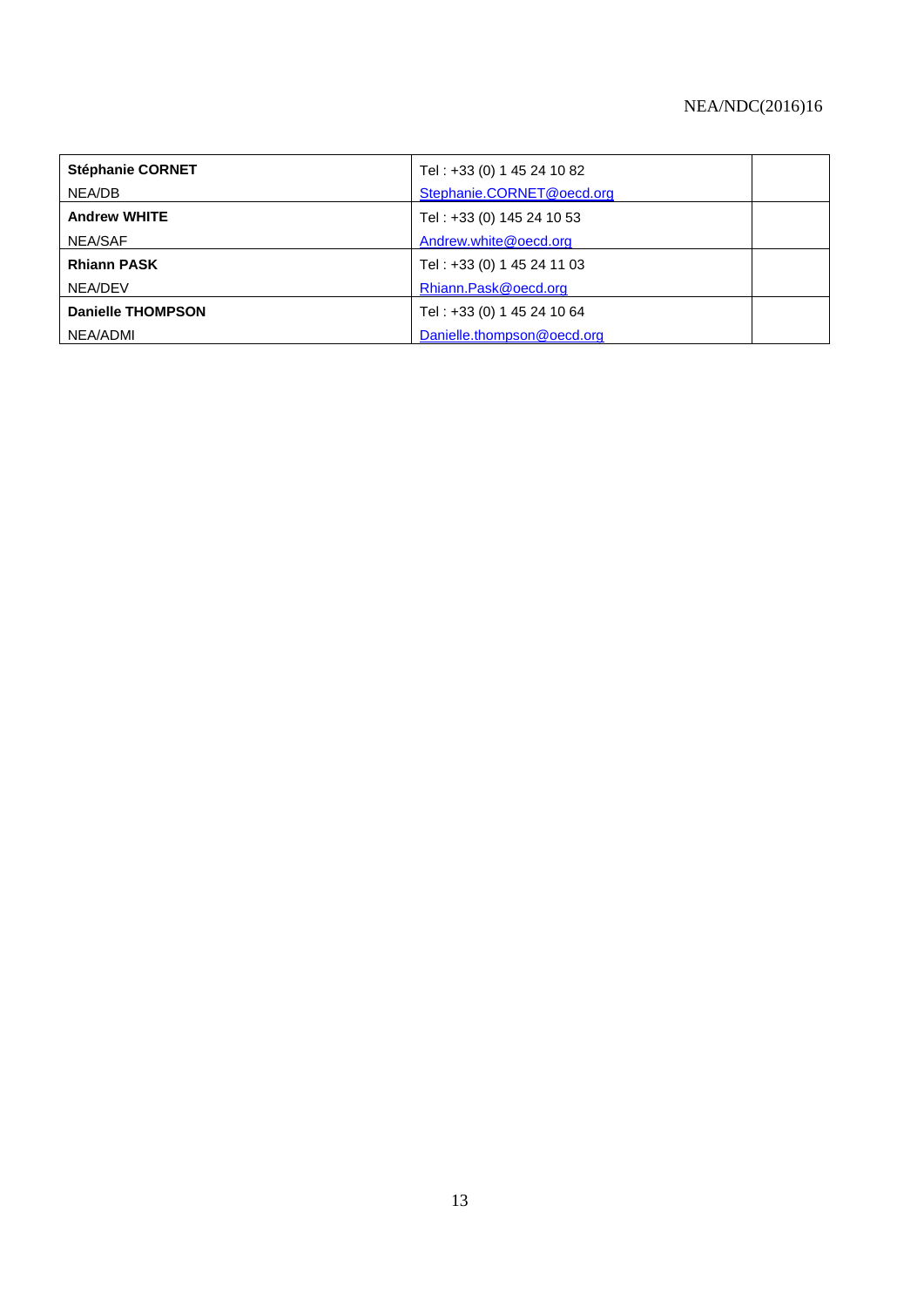| | | |
|---|---|---|
| **Stéphanie CORNET**<br>NEA/DB | Tel : +33 (0) 1 45 24 10 82<br>Stephanie.CORNET@oecd.org | |
| **Andrew WHITE**<br>NEA/SAF | Tel : +33 (0) 145 24 10 53<br>Andrew.white@oecd.org | |
| **Rhiann PASK**<br>NEA/DEV | Tel : +33 (0) 1 45 24 11 03<br>Rhiann.Pask@oecd.org | |
| **Danielle THOMPSON**<br>NEA/ADMI | Tel : +33 (0) 1 45 24 10 64<br>Danielle.thompson@oecd.org | |